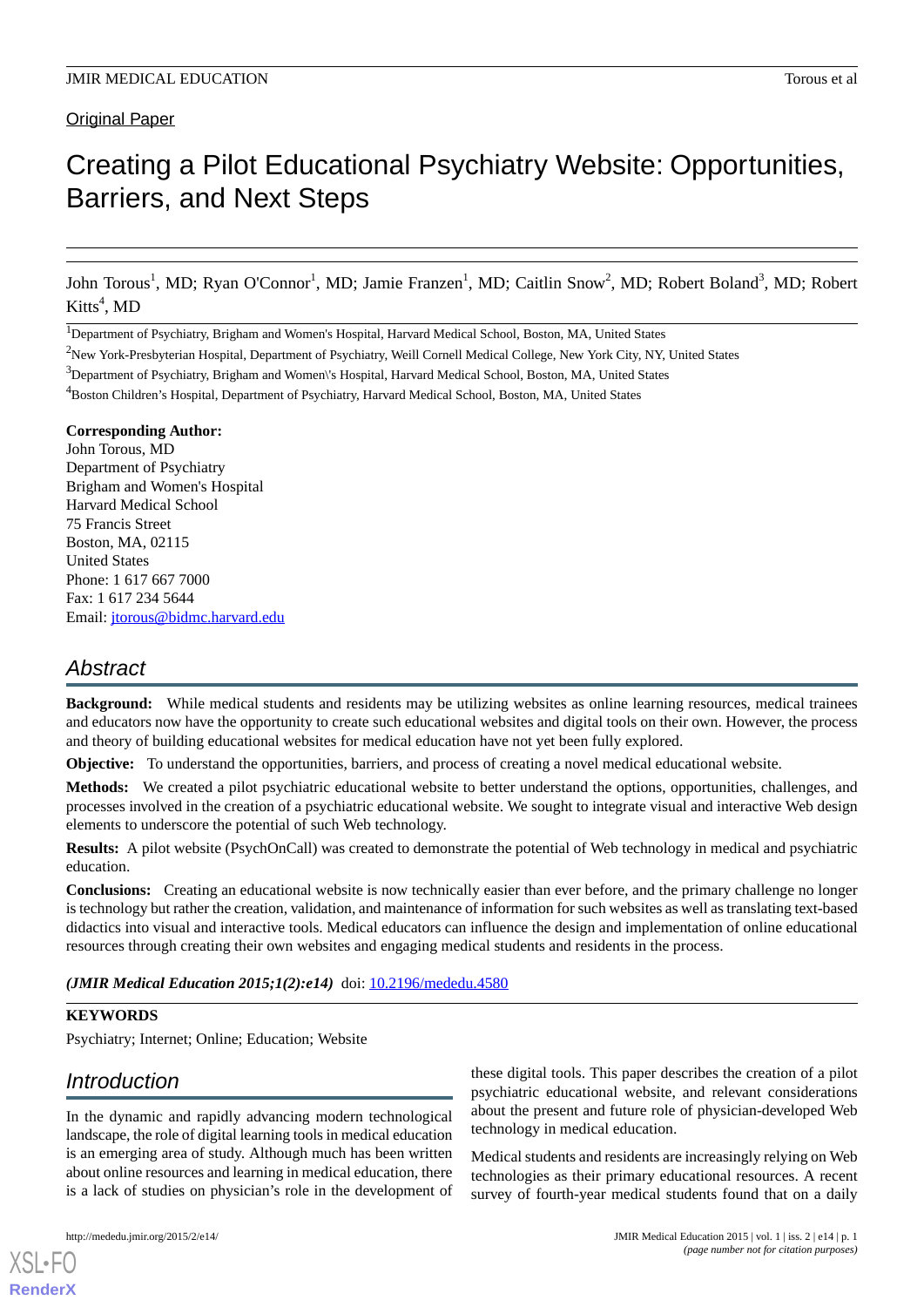Original Paper

# Creating a Pilot Educational Psychiatry Website: Opportunities, Barriers, and Next Steps

John Torous[1], MD; Ryan O'Connor[1], MD; Jamie Franzen[1], MD; Caitlin Snow[2], MD; Robert Boland[3], MD; Robert Kitts[4], MD

[1]Department of Psychiatry, Brigham and Women's Hospital, Harvard Medical School, Boston, MA, United States

[2]New York-Presbyterian Hospital, Department of Psychiatry, Weill Cornell Medical College, New York City, NY, United States

[3]Department of Psychiatry, Brigham and Women\'s Hospital, Harvard Medical School, Boston, MA, United States

[4]Boston Children's Hospital, Department of Psychiatry, Harvard Medical School, Boston, MA, United States

**Corresponding Author:**
John Torous, MD
Department of Psychiatry
Brigham and Women's Hospital
Harvard Medical School
75 Francis Street
Boston, MA, 02115
United States
Phone: 1 617 667 7000
Fax: 1 617 234 5644
Email: jtorous@bidmc.harvard.edu

## Abstract

**Background:** While medical students and residents may be utilizing websites as online learning resources, medical trainees and educators now have the opportunity to create such educational websites and digital tools on their own. However, the process and theory of building educational websites for medical education have not yet been fully explored.

**Objective:** To understand the opportunities, barriers, and process of creating a novel medical educational website.

**Methods:** We created a pilot psychiatric educational website to better understand the options, opportunities, challenges, and processes involved in the creation of a psychiatric educational website. We sought to integrate visual and interactive Web design elements to underscore the potential of such Web technology.

**Results:** A pilot website (PsychOnCall) was created to demonstrate the potential of Web technology in medical and psychiatric education.

**Conclusions:** Creating an educational website is now technically easier than ever before, and the primary challenge no longer is technology but rather the creation, validation, and maintenance of information for such websites as well as translating text-based didactics into visual and interactive tools. Medical educators can influence the design and implementation of online educational resources through creating their own websites and engaging medical students and residents in the process.

***(JMIR Medical Education 2015;1(2):e14)*** doi: 10.2196/mededu.4580

**KEYWORDS**

Psychiatry; Internet; Online; Education; Website

## Introduction

In the dynamic and rapidly advancing modern technological landscape, the role of digital learning tools in medical education is an emerging area of study. Although much has been written about online resources and learning in medical education, there is a lack of studies on physician's role in the development of these digital tools. This paper describes the creation of a pilot psychiatric educational website, and relevant considerations about the present and future role of physician-developed Web technology in medical education.

Medical students and residents are increasingly relying on Web technologies as their primary educational resources. A recent survey of fourth-year medical students found that on a daily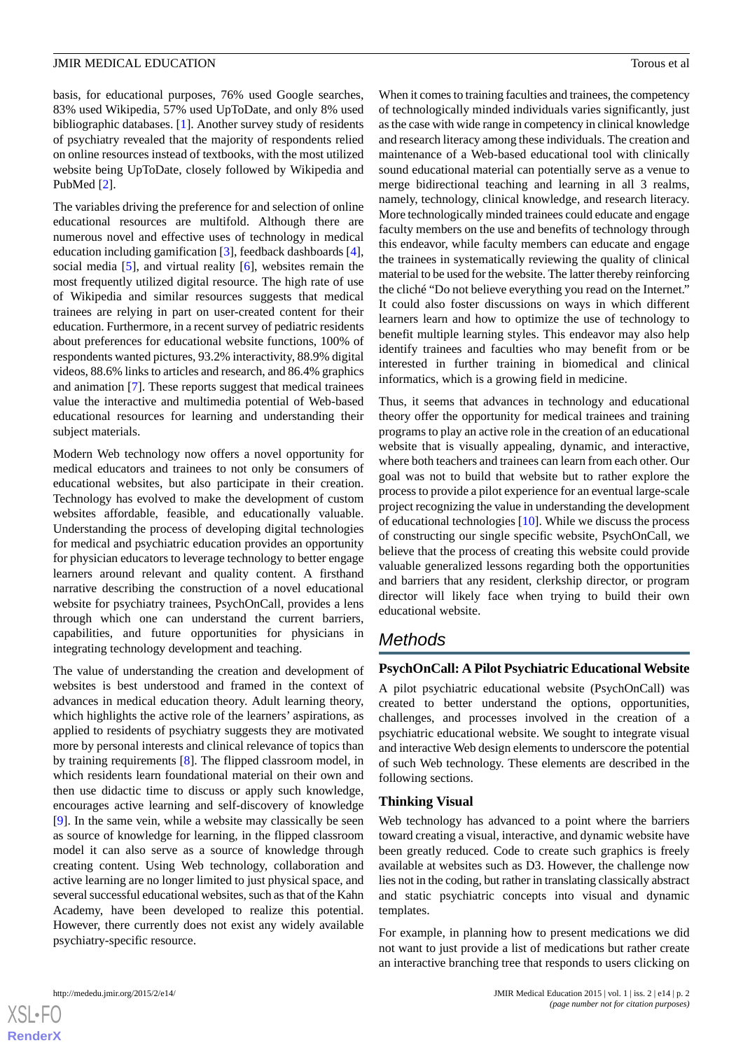basis, for educational purposes, 76% used Google searches, 83% used Wikipedia, 57% used UpToDate, and only 8% used bibliographic databases. [1]. Another survey study of residents of psychiatry revealed that the majority of respondents relied on online resources instead of textbooks, with the most utilized website being UpToDate, closely followed by Wikipedia and PubMed [2].

The variables driving the preference for and selection of online educational resources are multifold. Although there are numerous novel and effective uses of technology in medical education including gamification [3], feedback dashboards [4], social media [5], and virtual reality [6], websites remain the most frequently utilized digital resource. The high rate of use of Wikipedia and similar resources suggests that medical trainees are relying in part on user-created content for their education. Furthermore, in a recent survey of pediatric residents about preferences for educational website functions, 100% of respondents wanted pictures, 93.2% interactivity, 88.9% digital videos, 88.6% links to articles and research, and 86.4% graphics and animation [7]. These reports suggest that medical trainees value the interactive and multimedia potential of Web-based educational resources for learning and understanding their subject materials.

Modern Web technology now offers a novel opportunity for medical educators and trainees to not only be consumers of educational websites, but also participate in their creation. Technology has evolved to make the development of custom websites affordable, feasible, and educationally valuable. Understanding the process of developing digital technologies for medical and psychiatric education provides an opportunity for physician educators to leverage technology to better engage learners around relevant and quality content. A firsthand narrative describing the construction of a novel educational website for psychiatry trainees, PsychOnCall, provides a lens through which one can understand the current barriers, capabilities, and future opportunities for physicians in integrating technology development and teaching.

The value of understanding the creation and development of websites is best understood and framed in the context of advances in medical education theory. Adult learning theory, which highlights the active role of the learners' aspirations, as applied to residents of psychiatry suggests they are motivated more by personal interests and clinical relevance of topics than by training requirements [8]. The flipped classroom model, in which residents learn foundational material on their own and then use didactic time to discuss or apply such knowledge, encourages active learning and self-discovery of knowledge [9]. In the same vein, while a website may classically be seen as source of knowledge for learning, in the flipped classroom model it can also serve as a source of knowledge through creating content. Using Web technology, collaboration and active learning are no longer limited to just physical space, and several successful educational websites, such as that of the Kahn Academy, have been developed to realize this potential. However, there currently does not exist any widely available psychiatry-specific resource.

When it comes to training faculties and trainees, the competency of technologically minded individuals varies significantly, just as the case with wide range in competency in clinical knowledge and research literacy among these individuals. The creation and maintenance of a Web-based educational tool with clinically sound educational material can potentially serve as a venue to merge bidirectional teaching and learning in all 3 realms, namely, technology, clinical knowledge, and research literacy. More technologically minded trainees could educate and engage faculty members on the use and benefits of technology through this endeavor, while faculty members can educate and engage the trainees in systematically reviewing the quality of clinical material to be used for the website. The latter thereby reinforcing the cliché "Do not believe everything you read on the Internet." It could also foster discussions on ways in which different learners learn and how to optimize the use of technology to benefit multiple learning styles. This endeavor may also help identify trainees and faculties who may benefit from or be interested in further training in biomedical and clinical informatics, which is a growing field in medicine.

Thus, it seems that advances in technology and educational theory offer the opportunity for medical trainees and training programs to play an active role in the creation of an educational website that is visually appealing, dynamic, and interactive, where both teachers and trainees can learn from each other. Our goal was not to build that website but to rather explore the process to provide a pilot experience for an eventual large-scale project recognizing the value in understanding the development of educational technologies [10]. While we discuss the process of constructing our single specific website, PsychOnCall, we believe that the process of creating this website could provide valuable generalized lessons regarding both the opportunities and barriers that any resident, clerkship director, or program director will likely face when trying to build their own educational website.

## Methods

### PsychOnCall: A Pilot Psychiatric Educational Website

A pilot psychiatric educational website (PsychOnCall) was created to better understand the options, opportunities, challenges, and processes involved in the creation of a psychiatric educational website. We sought to integrate visual and interactive Web design elements to underscore the potential of such Web technology. These elements are described in the following sections.

### Thinking Visual

Web technology has advanced to a point where the barriers toward creating a visual, interactive, and dynamic website have been greatly reduced. Code to create such graphics is freely available at websites such as D3. However, the challenge now lies not in the coding, but rather in translating classically abstract and static psychiatric concepts into visual and dynamic templates.

For example, in planning how to present medications we did not want to just provide a list of medications but rather create an interactive branching tree that responds to users clicking on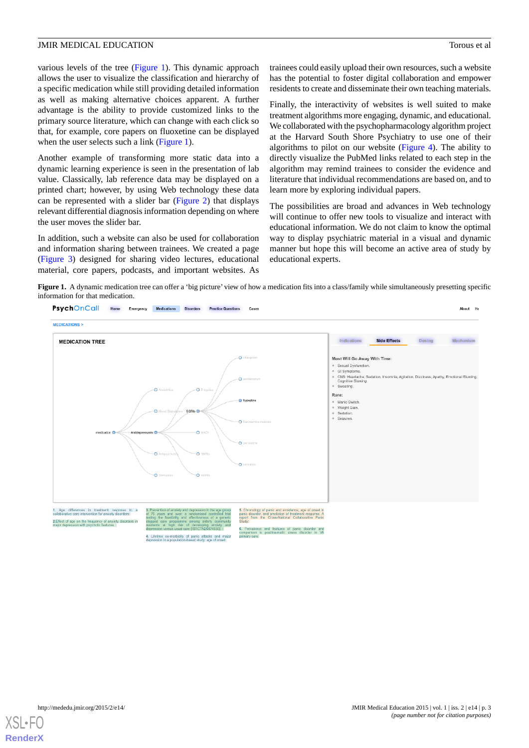various levels of the tree (Figure 1). This dynamic approach allows the user to visualize the classification and hierarchy of a specific medication while still providing detailed information as well as making alternative choices apparent. A further advantage is the ability to provide customized links to the primary source literature, which can change with each click so that, for example, core papers on fluoxetine can be displayed when the user selects such a link (Figure 1).

Another example of transforming more static data into a dynamic learning experience is seen in the presentation of lab value. Classically, lab reference data may be displayed on a printed chart; however, by using Web technology these data can be represented with a slider bar (Figure 2) that displays relevant differential diagnosis information depending on where the user moves the slider bar.

In addition, such a website can also be used for collaboration and information sharing between trainees. We created a page (Figure 3) designed for sharing video lectures, educational material, core papers, podcasts, and important websites. As trainees could easily upload their own resources, such a website has the potential to foster digital collaboration and empower residents to create and disseminate their own teaching materials.

Finally, the interactivity of websites is well suited to make treatment algorithms more engaging, dynamic, and educational. We collaborated with the psychopharmacology algorithm project at the Harvard South Shore Psychiatry to use one of their algorithms to pilot on our website (Figure 4). The ability to directly visualize the PubMed links related to each step in the algorithm may remind trainees to consider the evidence and literature that individual recommendations are based on, and to learn more by exploring individual papers.

The possibilities are broad and advances in Web technology will continue to offer new tools to visualize and interact with educational information. We do not claim to know the optimal way to display psychiatric material in a visual and dynamic manner but hope this will become an active area of study by educational experts.

**Figure 1.** A dynamic medication tree can offer a 'big picture' view of how a medication fits into a class/family while simultaneously presetting specific information for that medication.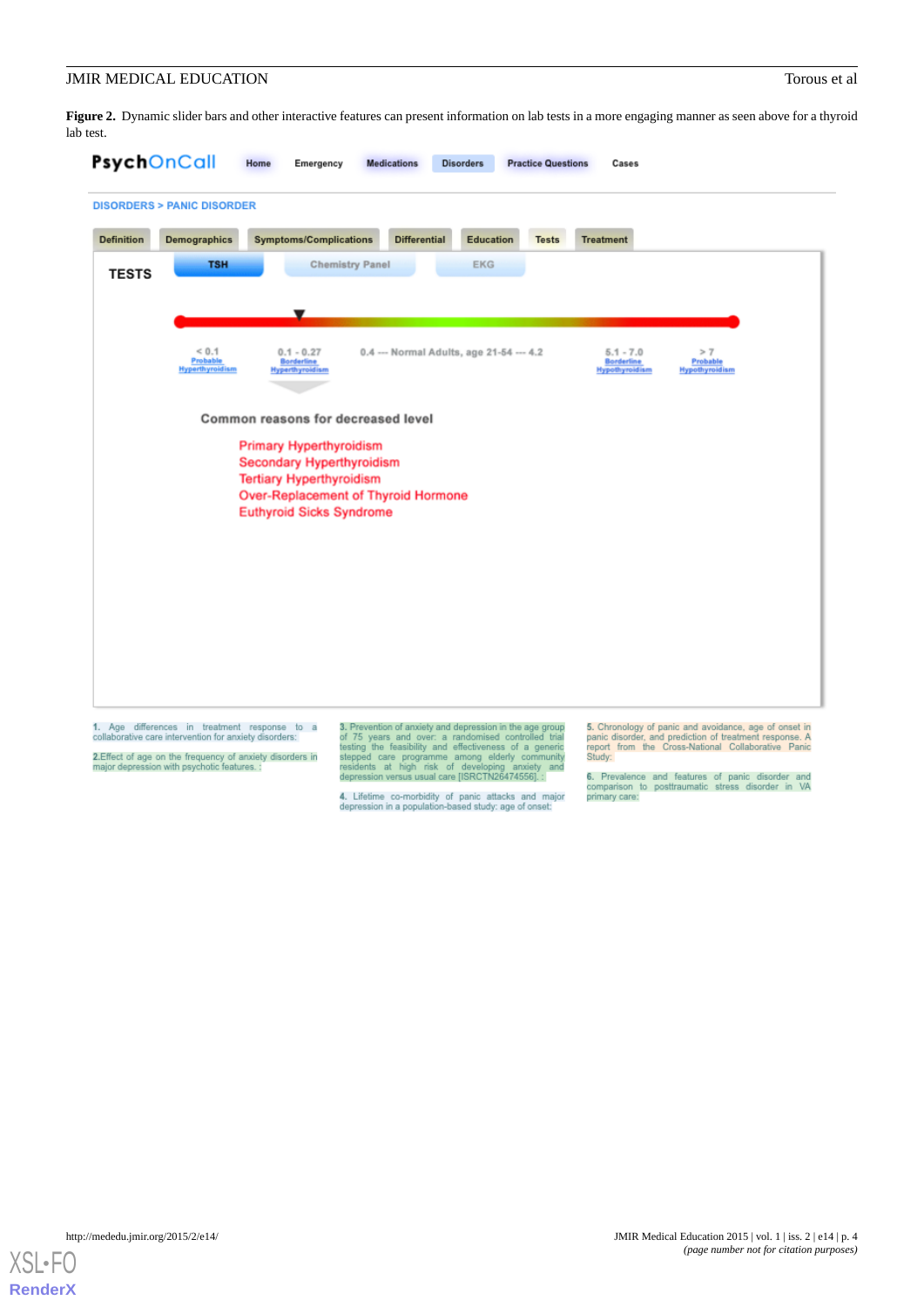**Figure 2.** Dynamic slider bars and other interactive features can present information on lab tests in a more engaging manner as seen above for a thyroid lab test.

PsychOnCall

Home | Emergency | Medications | Disorders | Practice Questions | Cases

DISORDERS > PANIC DISORDER

Definition | Demographics | Symptoms/Complications | Differential | Education | Tests | Treatment

TESTS

TSH | Chemistry Panel | EKG

< 0.1 Probable Hyperthyroidism | 0.1 - 0.27 Borderline Hyperthyroidism | 0.4 --- Normal Adults, age 21-54 --- 4.2 | 5.1 - 7.0 Borderline Hypothyroidism | > 7 Probable Hypothyroidism

Common reasons for decreased level

Primary Hyperthyroidism
Secondary Hyperthyroidism
Tertiary Hyperthyroidism
Over-Replacement of Thyroid Hormone
Euthyroid Sicks Syndrome

1. Age differences in treatment response to a collaborative care intervention for anxiety disorders:

2.Effect of age on the frequency of anxiety disorders in major depression with psychotic features. :

3. Prevention of anxiety and depression in the age group of 75 years and over: a randomised controlled trial testing the feasibility and effectiveness of a generic stepped care programme among elderly community residents at high risk of developing anxiety and depression versus usual care [ISRCTN26474556]. :

4. Lifetime co-morbidity of panic attacks and major depression in a population-based study: age of onset:

5. Chronology of panic and avoidance, age of onset in panic disorder, and prediction of treatment response. A report from the Cross-National Collaborative Panic Study:

6. Prevalence and features of panic disorder and comparison to posttraumatic stress disorder in VA primary care: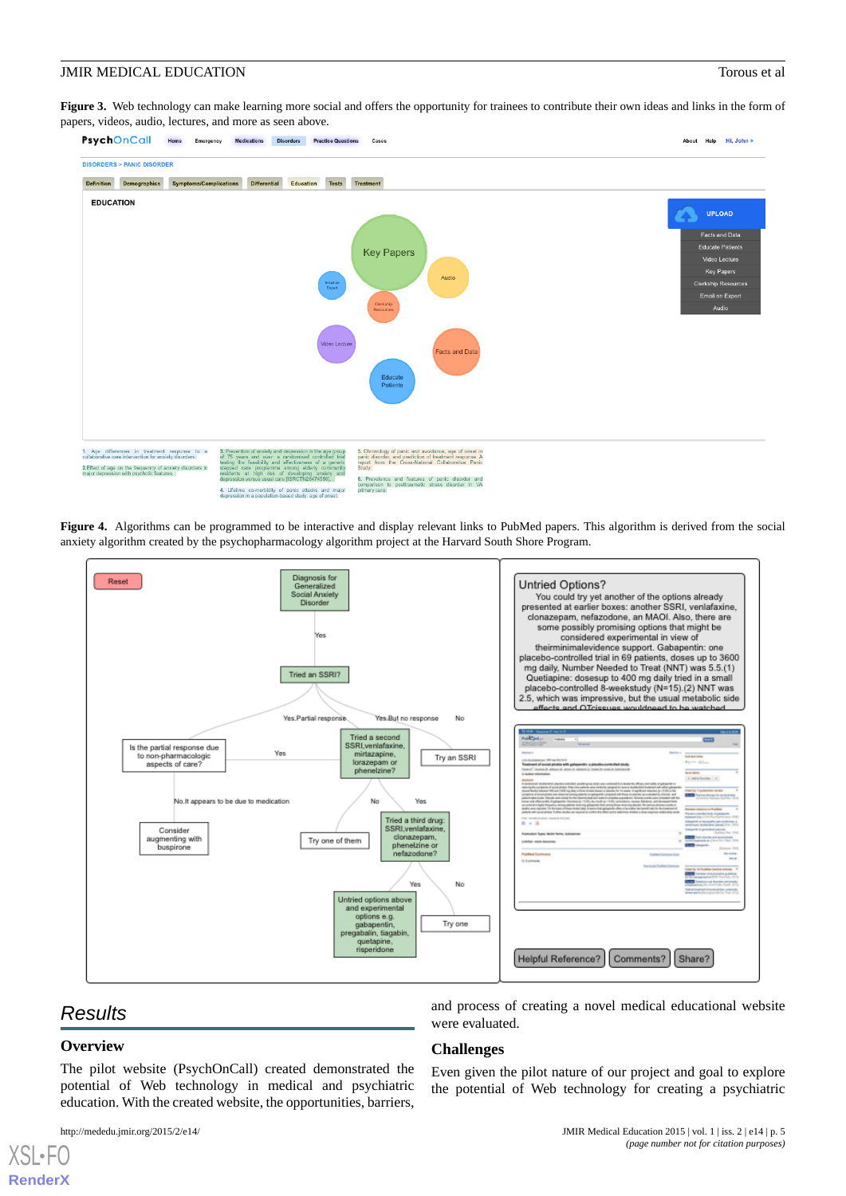**Figure 3.** Web technology can make learning more social and offers the opportunity for trainees to contribute their own ideas and links in the form of papers, videos, audio, lectures, and more as seen above.

**Figure 4.** Algorithms can be programmed to be interactive and display relevant links to PubMed papers. This algorithm is derived from the social anxiety algorithm created by the psychopharmacology algorithm project at the Harvard South Shore Program.

## Results

### Overview

The pilot website (PsychOnCall) created demonstrated the potential of Web technology in medical and psychiatric education. With the created website, the opportunities, barriers, and process of creating a novel medical educational website were evaluated.

### Challenges

Even given the pilot nature of our project and goal to explore the potential of Web technology for creating a psychiatric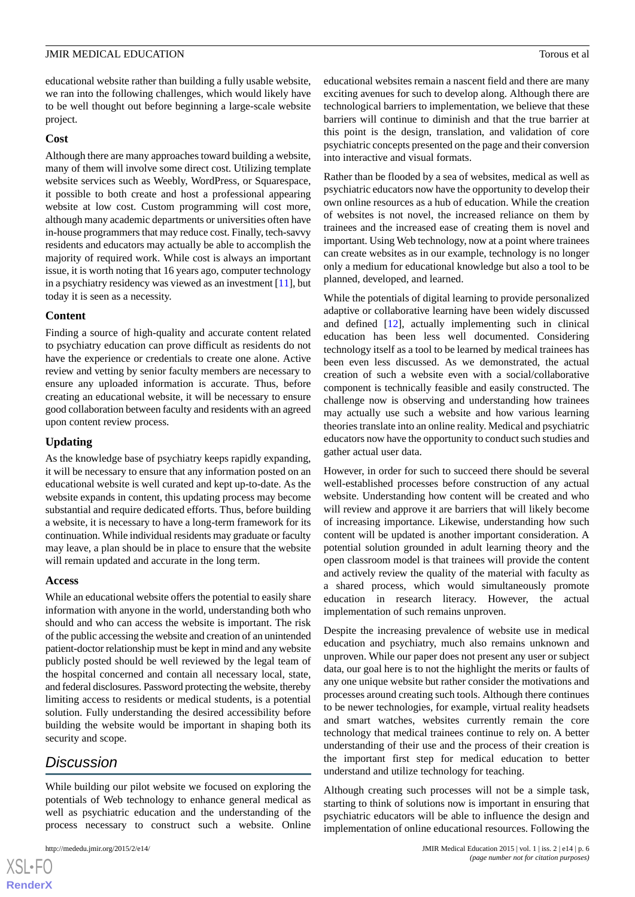educational website rather than building a fully usable website, we ran into the following challenges, which would likely have to be well thought out before beginning a large-scale website project.

### Cost

Although there are many approaches toward building a website, many of them will involve some direct cost. Utilizing template website services such as Weebly, WordPress, or Squarespace, it possible to both create and host a professional appearing website at low cost. Custom programming will cost more, although many academic departments or universities often have in-house programmers that may reduce cost. Finally, tech-savvy residents and educators may actually be able to accomplish the majority of required work. While cost is always an important issue, it is worth noting that 16 years ago, computer technology in a psychiatry residency was viewed as an investment [11], but today it is seen as a necessity.

### Content

Finding a source of high-quality and accurate content related to psychiatry education can prove difficult as residents do not have the experience or credentials to create one alone. Active review and vetting by senior faculty members are necessary to ensure any uploaded information is accurate. Thus, before creating an educational website, it will be necessary to ensure good collaboration between faculty and residents with an agreed upon content review process.

### Updating

As the knowledge base of psychiatry keeps rapidly expanding, it will be necessary to ensure that any information posted on an educational website is well curated and kept up-to-date. As the website expands in content, this updating process may become substantial and require dedicated efforts. Thus, before building a website, it is necessary to have a long-term framework for its continuation. While individual residents may graduate or faculty may leave, a plan should be in place to ensure that the website will remain updated and accurate in the long term.

### Access

While an educational website offers the potential to easily share information with anyone in the world, understanding both who should and who can access the website is important. The risk of the public accessing the website and creation of an unintended patient-doctor relationship must be kept in mind and any website publicly posted should be well reviewed by the legal team of the hospital concerned and contain all necessary local, state, and federal disclosures. Password protecting the website, thereby limiting access to residents or medical students, is a potential solution. Fully understanding the desired accessibility before building the website would be important in shaping both its security and scope.

## *Discussion*

While building our pilot website we focused on exploring the potentials of Web technology to enhance general medical as well as psychiatric education and the understanding of the process necessary to construct such a website. Online educational websites remain a nascent field and there are many exciting avenues for such to develop along. Although there are technological barriers to implementation, we believe that these barriers will continue to diminish and that the true barrier at this point is the design, translation, and validation of core psychiatric concepts presented on the page and their conversion into interactive and visual formats.

Rather than be flooded by a sea of websites, medical as well as psychiatric educators now have the opportunity to develop their own online resources as a hub of education. While the creation of websites is not novel, the increased reliance on them by trainees and the increased ease of creating them is novel and important. Using Web technology, now at a point where trainees can create websites as in our example, technology is no longer only a medium for educational knowledge but also a tool to be planned, developed, and learned.

While the potentials of digital learning to provide personalized adaptive or collaborative learning have been widely discussed and defined [12], actually implementing such in clinical education has been less well documented. Considering technology itself as a tool to be learned by medical trainees has been even less discussed. As we demonstrated, the actual creation of such a website even with a social/collaborative component is technically feasible and easily constructed. The challenge now is observing and understanding how trainees may actually use such a website and how various learning theories translate into an online reality. Medical and psychiatric educators now have the opportunity to conduct such studies and gather actual user data.

However, in order for such to succeed there should be several well-established processes before construction of any actual website. Understanding how content will be created and who will review and approve it are barriers that will likely become of increasing importance. Likewise, understanding how such content will be updated is another important consideration. A potential solution grounded in adult learning theory and the open classroom model is that trainees will provide the content and actively review the quality of the material with faculty as a shared process, which would simultaneously promote education in research literacy. However, the actual implementation of such remains unproven.

Despite the increasing prevalence of website use in medical education and psychiatry, much also remains unknown and unproven. While our paper does not present any user or subject data, our goal here is to not the highlight the merits or faults of any one unique website but rather consider the motivations and processes around creating such tools. Although there continues to be newer technologies, for example, virtual reality headsets and smart watches, websites currently remain the core technology that medical trainees continue to rely on. A better understanding of their use and the process of their creation is the important first step for medical education to better understand and utilize technology for teaching.

Although creating such processes will not be a simple task, starting to think of solutions now is important in ensuring that psychiatric educators will be able to influence the design and implementation of online educational resources. Following the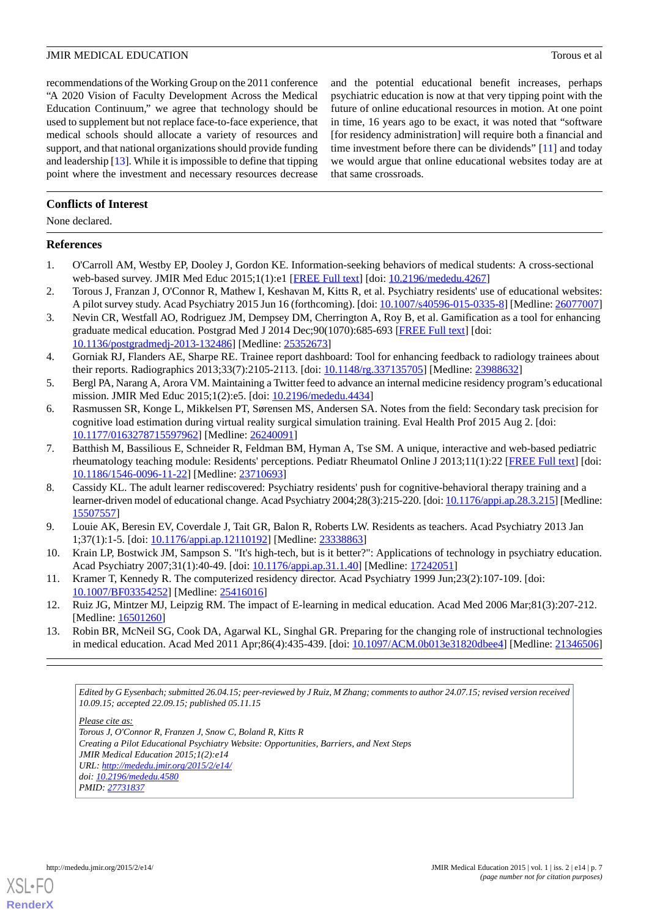recommendations of the Working Group on the 2011 conference "A 2020 Vision of Faculty Development Across the Medical Education Continuum," we agree that technology should be used to supplement but not replace face-to-face experience, that medical schools should allocate a variety of resources and support, and that national organizations should provide funding and leadership [13]. While it is impossible to define that tipping point where the investment and necessary resources decrease and the potential educational benefit increases, perhaps psychiatric education is now at that very tipping point with the future of online educational resources in motion. At one point in time, 16 years ago to be exact, it was noted that "software [for residency administration] will require both a financial and time investment before there can be dividends" [11] and today we would argue that online educational websites today are at that same crossroads.

## Conflicts of Interest

None declared.

## References

1. O'Carroll AM, Westby EP, Dooley J, Gordon KE. Information-seeking behaviors of medical students: A cross-sectional web-based survey. JMIR Med Educ 2015;1(1):e1 [FREE Full text] [doi: 10.2196/mededu.4267]
2. Torous J, Franzan J, O'Connor R, Mathew I, Keshavan M, Kitts R, et al. Psychiatry residents' use of educational websites: A pilot survey study. Acad Psychiatry 2015 Jun 16 (forthcoming). [doi: 10.1007/s40596-015-0335-8] [Medline: 26077007]
3. Nevin CR, Westfall AO, Rodriguez JM, Dempsey DM, Cherrington A, Roy B, et al. Gamification as a tool for enhancing graduate medical education. Postgrad Med J 2014 Dec;90(1070):685-693 [FREE Full text] [doi: 10.1136/postgradmedj-2013-132486] [Medline: 25352673]
4. Gorniak RJ, Flanders AE, Sharpe RE. Trainee report dashboard: Tool for enhancing feedback to radiology trainees about their reports. Radiographics 2013;33(7):2105-2113. [doi: 10.1148/rg.337135705] [Medline: 23988632]
5. Bergl PA, Narang A, Arora VM. Maintaining a Twitter feed to advance an internal medicine residency program's educational mission. JMIR Med Educ 2015;1(2):e5. [doi: 10.2196/mededu.4434]
6. Rasmussen SR, Konge L, Mikkelsen PT, Sørensen MS, Andersen SA. Notes from the field: Secondary task precision for cognitive load estimation during virtual reality surgical simulation training. Eval Health Prof 2015 Aug 2. [doi: 10.1177/0163278715597962] [Medline: 26240091]
7. Batthish M, Bassilious E, Schneider R, Feldman BM, Hyman A, Tse SM. A unique, interactive and web-based pediatric rheumatology teaching module: Residents' perceptions. Pediatr Rheumatol Online J 2013;11(1):22 [FREE Full text] [doi: 10.1186/1546-0096-11-22] [Medline: 23710693]
8. Cassidy KL. The adult learner rediscovered: Psychiatry residents' push for cognitive-behavioral therapy training and a learner-driven model of educational change. Acad Psychiatry 2004;28(3):215-220. [doi: 10.1176/appi.ap.28.3.215] [Medline: 15507557]
9. Louie AK, Beresin EV, Coverdale J, Tait GR, Balon R, Roberts LW. Residents as teachers. Acad Psychiatry 2013 Jan 1;37(1):1-5. [doi: 10.1176/appi.ap.12110192] [Medline: 23338863]
10. Krain LP, Bostwick JM, Sampson S. "It's high-tech, but is it better?": Applications of technology in psychiatry education. Acad Psychiatry 2007;31(1):40-49. [doi: 10.1176/appi.ap.31.1.40] [Medline: 17242051]
11. Kramer T, Kennedy R. The computerized residency director. Acad Psychiatry 1999 Jun;23(2):107-109. [doi: 10.1007/BF03354252] [Medline: 25416016]
12. Ruiz JG, Mintzer MJ, Leipzig RM. The impact of E-learning in medical education. Acad Med 2006 Mar;81(3):207-212. [Medline: 16501260]
13. Robin BR, McNeil SG, Cook DA, Agarwal KL, Singhal GR. Preparing for the changing role of instructional technologies in medical education. Acad Med 2011 Apr;86(4):435-439. [doi: 10.1097/ACM.0b013e31820dbee4] [Medline: 21346506]

*Edited by G Eysenbach; submitted 26.04.15; peer-reviewed by J Ruiz, M Zhang; comments to author 24.07.15; revised version received 10.09.15; accepted 22.09.15; published 05.11.15*

*Please cite as:*
*Torous J, O'Connor R, Franzen J, Snow C, Boland R, Kitts R*
*Creating a Pilot Educational Psychiatry Website: Opportunities, Barriers, and Next Steps*
*JMIR Medical Education 2015;1(2):e14*
*URL: http://mededu.jmir.org/2015/2/e14/*
*doi: 10.2196/mededu.4580*
*PMID: 27731837*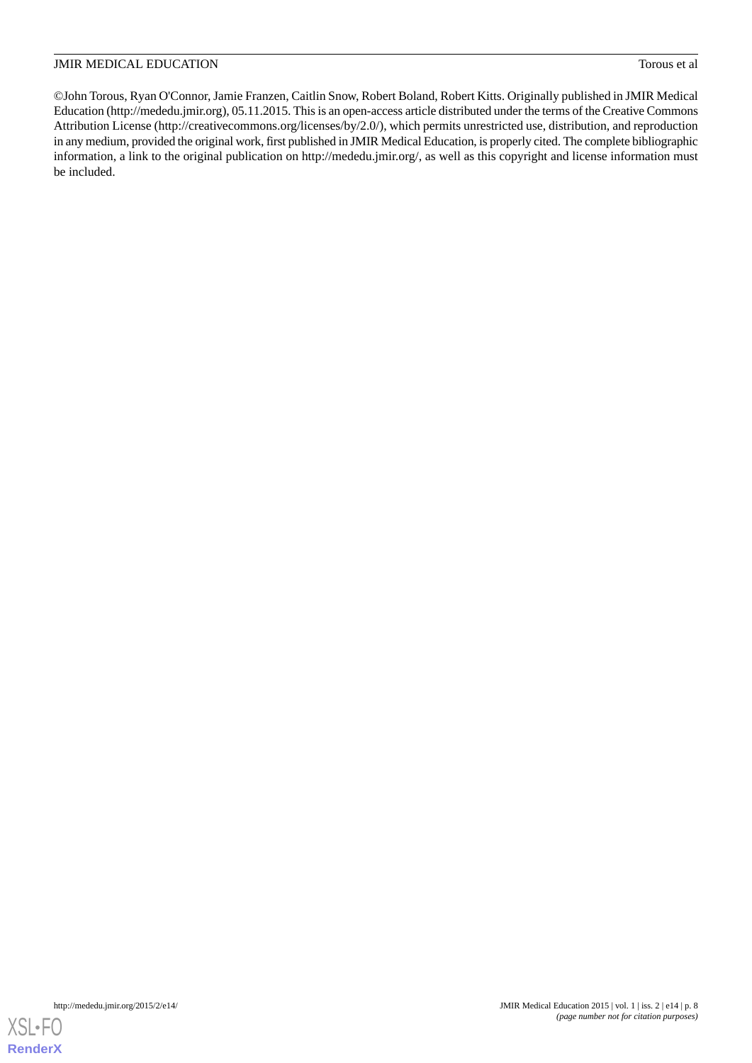©John Torous, Ryan O'Connor, Jamie Franzen, Caitlin Snow, Robert Boland, Robert Kitts. Originally published in JMIR Medical Education (http://mededu.jmir.org), 05.11.2015. This is an open-access article distributed under the terms of the Creative Commons Attribution License (http://creativecommons.org/licenses/by/2.0/), which permits unrestricted use, distribution, and reproduction in any medium, provided the original work, first published in JMIR Medical Education, is properly cited. The complete bibliographic information, a link to the original publication on http://mededu.jmir.org/, as well as this copyright and license information must be included.